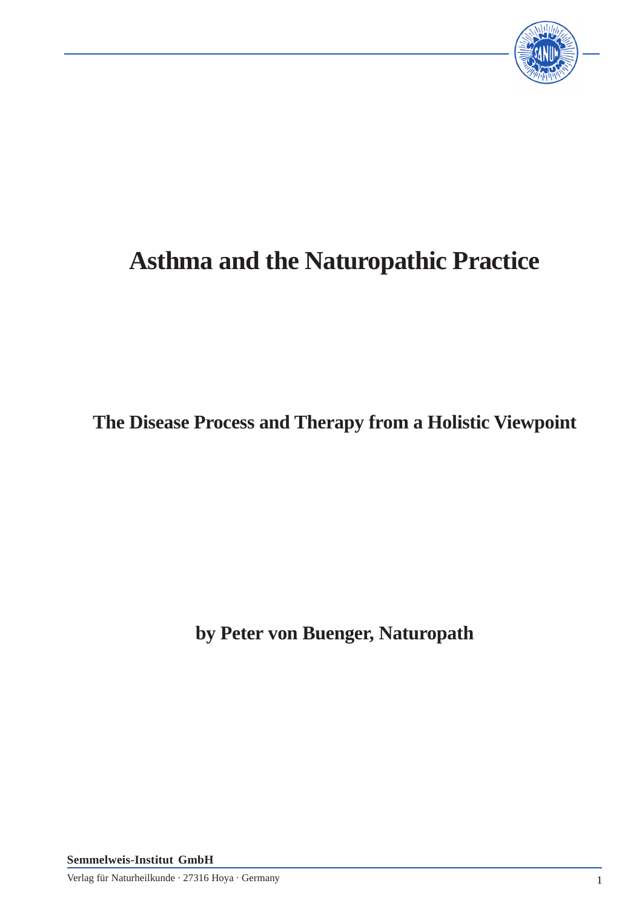# Asthma and the Naturopathic Practice

## The Disease Process and Therapy from a Holistic Viewpoint

**by Peter von Buenger, Naturopath**

**Semmelweis-Institut GmbH**

Verlag für Naturheilkunde · 27316 Hoya · Germany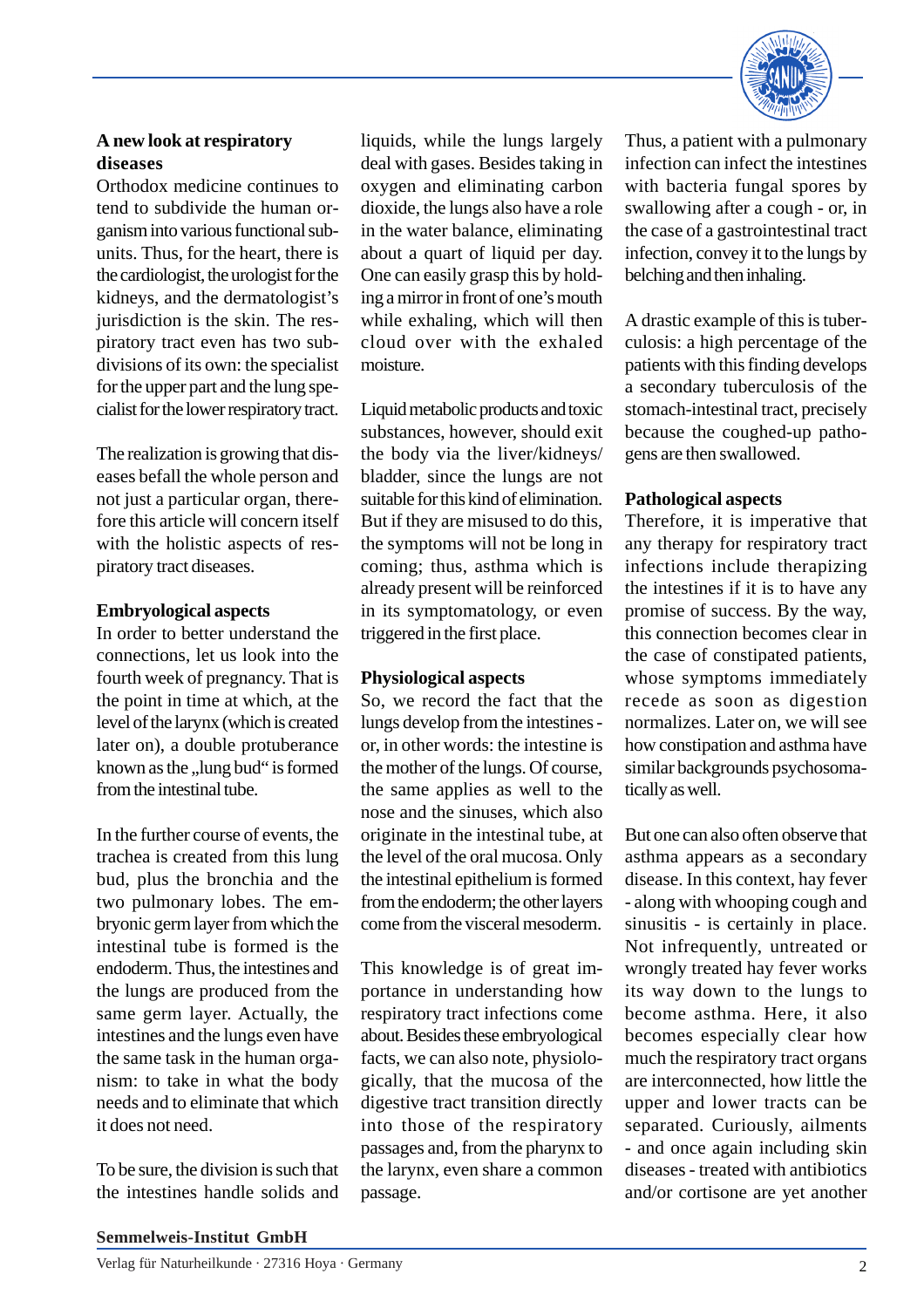## A new look at respiratory diseases

Orthodox medicine continues to tend to subdivide the human organism into various functional subunits. Thus, for the heart, there is the cardiologist, the urologist for the kidneys, and the dermatologist's jurisdiction is the skin. The respiratory tract even has two subdivisions of its own: the specialist for the upper part and the lung specialist for the lower respiratory tract.

The realization is growing that diseases befall the whole person and not just a particular organ, therefore this article will concern itself with the holistic aspects of respiratory tract diseases.

### Embryological aspects

In order to better understand the connections, let us look into the fourth week of pregnancy. That is the point in time at which, at the level of the larynx (which is created later on), a double protuberance known as the „lung bud" is formed from the intestinal tube.

In the further course of events, the trachea is created from this lung bud, plus the bronchia and the two pulmonary lobes. The embryonic germ layer from which the intestinal tube is formed is the endoderm. Thus, the intestines and the lungs are produced from the same germ layer. Actually, the intestines and the lungs even have the same task in the human organism: to take in what the body needs and to eliminate that which it does not need.

To be sure, the division is such that the intestines handle solids and liquids, while the lungs largely deal with gases. Besides taking in oxygen and eliminating carbon dioxide, the lungs also have a role in the water balance, eliminating about a quart of liquid per day. One can easily grasp this by holding a mirror in front of one's mouth while exhaling, which will then cloud over with the exhaled moisture.

Liquid metabolic products and toxic substances, however, should exit the body via the liver/kidneys/bladder, since the lungs are not suitable for this kind of elimination. But if they are misused to do this, the symptoms will not be long in coming; thus, asthma which is already present will be reinforced in its symptomatology, or even triggered in the first place.

### Physiological aspects

So, we record the fact that the lungs develop from the intestines - or, in other words: the intestine is the mother of the lungs. Of course, the same applies as well to the nose and the sinuses, which also originate in the intestinal tube, at the level of the oral mucosa. Only the intestinal epithelium is formed from the endoderm; the other layers come from the visceral mesoderm.

This knowledge is of great importance in understanding how respiratory tract infections come about. Besides these embryological facts, we can also note, physiologically, that the mucosa of the digestive tract transition directly into those of the respiratory passages and, from the pharynx to the larynx, even share a common passage.

Thus, a patient with a pulmonary infection can infect the intestines with bacteria fungal spores by swallowing after a cough - or, in the case of a gastrointestinal tract infection, convey it to the lungs by belching and then inhaling.

A drastic example of this is tuberculosis: a high percentage of the patients with this finding develops a secondary tuberculosis of the stomach-intestinal tract, precisely because the coughed-up pathogens are then swallowed.

### Pathological aspects

Therefore, it is imperative that any therapy for respiratory tract infections include therapizing the intestines if it is to have any promise of success. By the way, this connection becomes clear in the case of constipated patients, whose symptoms immediately recede as soon as digestion normalizes. Later on, we will see how constipation and asthma have similar backgrounds psychosomatically as well.

But one can also often observe that asthma appears as a secondary disease. In this context, hay fever - along with whooping cough and sinusitis - is certainly in place. Not infrequently, untreated or wrongly treated hay fever works its way down to the lungs to become asthma. Here, it also becomes especially clear how much the respiratory tract organs are interconnected, how little the upper and lower tracts can be separated. Curiously, ailments - and once again including skin diseases - treated with antibiotics and/or cortisone are yet another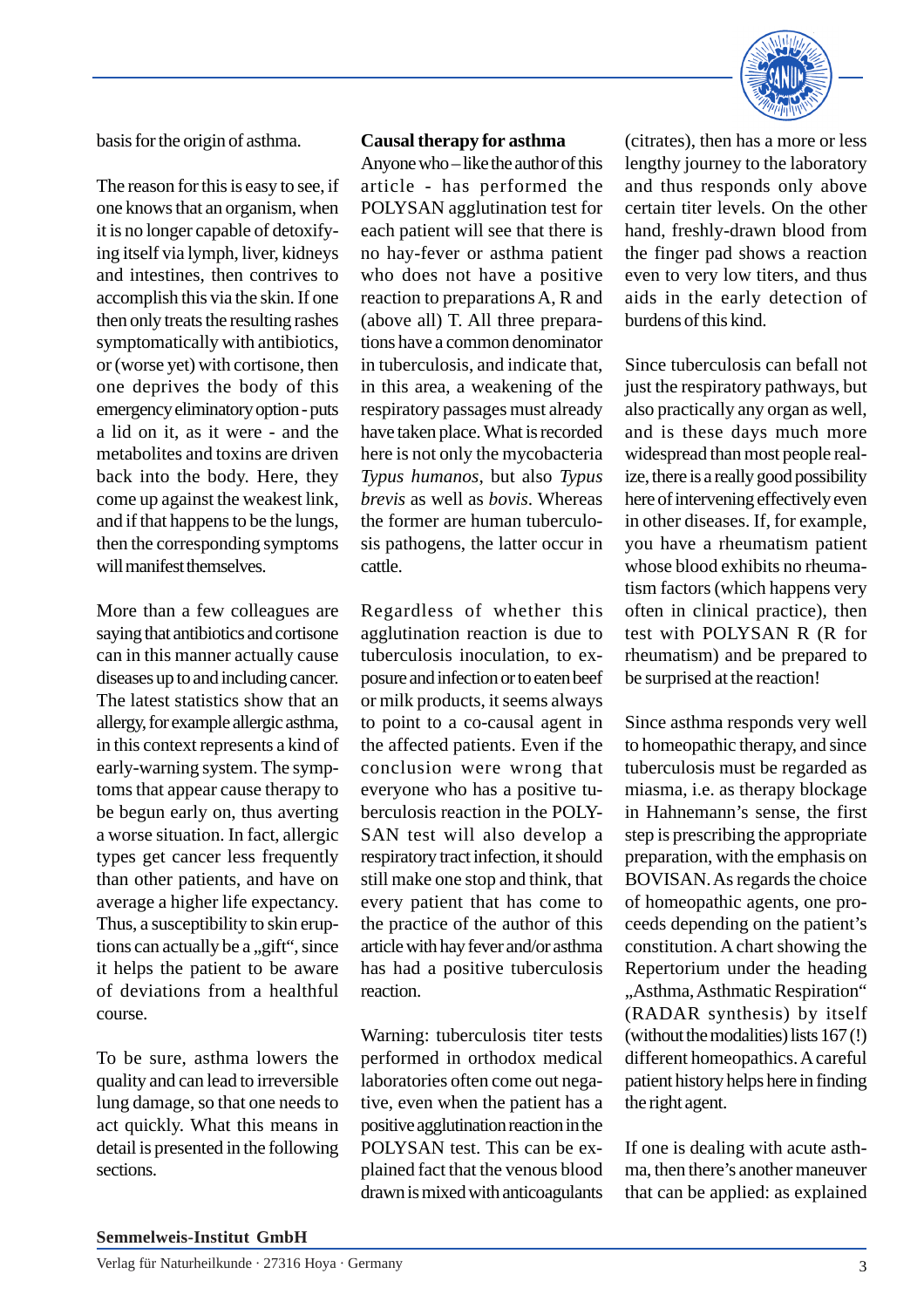basis for the origin of asthma.

The reason for this is easy to see, if one knows that an organism, when it is no longer capable of detoxifying itself via lymph, liver, kidneys and intestines, then contrives to accomplish this via the skin. If one then only treats the resulting rashes symptomatically with antibiotics, or (worse yet) with cortisone, then one deprives the body of this emergency eliminatory option - puts a lid on it, as it were - and the metabolites and toxins are driven back into the body. Here, they come up against the weakest link, and if that happens to be the lungs, then the corresponding symptoms will manifest themselves.

More than a few colleagues are saying that antibiotics and cortisone can in this manner actually cause diseases up to and including cancer. The latest statistics show that an allergy, for example allergic asthma, in this context represents a kind of early-warning system. The symptoms that appear cause therapy to be begun early on, thus averting a worse situation. In fact, allergic types get cancer less frequently than other patients, and have on average a higher life expectancy. Thus, a susceptibility to skin eruptions can actually be a „gift", since it helps the patient to be aware of deviations from a healthful course.

To be sure, asthma lowers the quality and can lead to irreversible lung damage, so that one needs to act quickly. What this means in detail is presented in the following sections.

**Causal therapy for asthma**

Anyone who – like the author of this article - has performed the POLYSAN agglutination test for each patient will see that there is no hay-fever or asthma patient who does not have a positive reaction to preparations A, R and (above all) T. All three preparations have a common denominator in tuberculosis, and indicate that, in this area, a weakening of the respiratory passages must already have taken place. What is recorded here is not only the mycobacteria *Typus humanos*, but also *Typus brevis* as well as *bovis*. Whereas the former are human tuberculosis pathogens, the latter occur in cattle.

Regardless of whether this agglutination reaction is due to tuberculosis inoculation, to exposure and infection or to eaten beef or milk products, it seems always to point to a co-causal agent in the affected patients. Even if the conclusion were wrong that everyone who has a positive tuberculosis reaction in the POLYSAN test will also develop a respiratory tract infection, it should still make one stop and think, that every patient that has come to the practice of the author of this article with hay fever and/or asthma has had a positive tuberculosis reaction.

Warning: tuberculosis titer tests performed in orthodox medical laboratories often come out negative, even when the patient has a positive agglutination reaction in the POLYSAN test. This can be explained fact that the venous blood drawn is mixed with anticoagulants (citrates), then has a more or less lengthy journey to the laboratory and thus responds only above certain titer levels. On the other hand, freshly-drawn blood from the finger pad shows a reaction even to very low titers, and thus aids in the early detection of burdens of this kind.

Since tuberculosis can befall not just the respiratory pathways, but also practically any organ as well, and is these days much more widespread than most people realize, there is a really good possibility here of intervening effectively even in other diseases. If, for example, you have a rheumatism patient whose blood exhibits no rheumatism factors (which happens very often in clinical practice), then test with POLYSAN R (R for rheumatism) and be prepared to be surprised at the reaction!

Since asthma responds very well to homeopathic therapy, and since tuberculosis must be regarded as miasma, i.e. as therapy blockage in Hahnemann's sense, the first step is prescribing the appropriate preparation, with the emphasis on BOVISAN. As regards the choice of homeopathic agents, one proceeds depending on the patient's constitution. A chart showing the Repertorium under the heading „Asthma, Asthmatic Respiration" (RADAR synthesis) by itself (without the modalities) lists 167 (!) different homeopathics. A careful patient history helps here in finding the right agent.

If one is dealing with acute asthma, then there's another maneuver that can be applied: as explained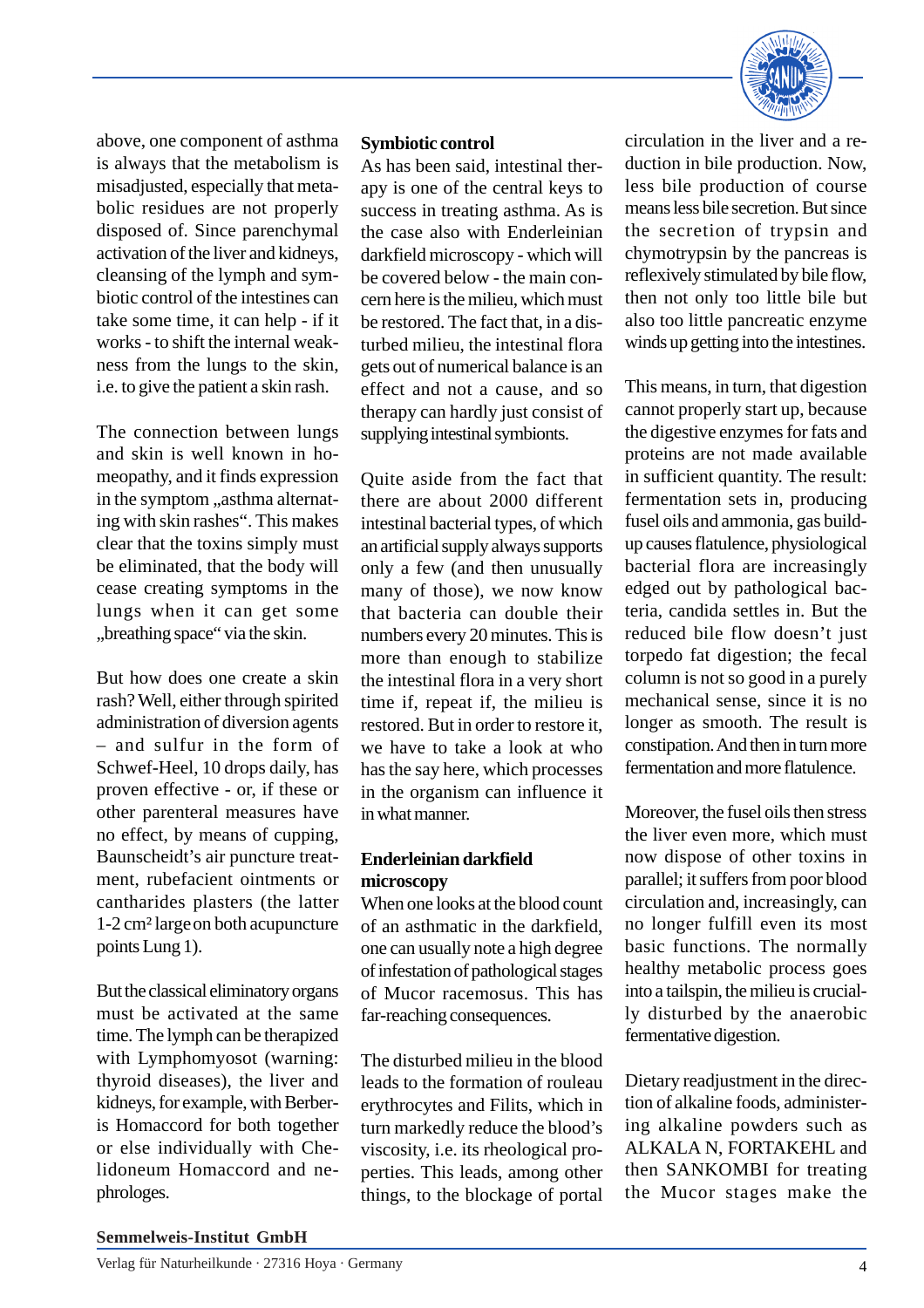above, one component of asthma is always that the metabolism is misadjusted, especially that metabolic residues are not properly disposed of. Since parenchymal activation of the liver and kidneys, cleansing of the lymph and symbiotic control of the intestines can take some time, it can help - if it works - to shift the internal weakness from the lungs to the skin, i.e. to give the patient a skin rash.

The connection between lungs and skin is well known in homeopathy, and it finds expression in the symptom „asthma alternating with skin rashes“. This makes clear that the toxins simply must be eliminated, that the body will cease creating symptoms in the lungs when it can get some „breathing space“ via the skin.

But how does one create a skin rash? Well, either through spirited administration of diversion agents – and sulfur in the form of Schwef-Heel, 10 drops daily, has proven effective - or, if these or other parenteral measures have no effect, by means of cupping, Baunscheidt's air puncture treatment, rubefacient ointments or cantharides plasters (the latter 1-2 cm² large on both acupuncture points Lung 1).

But the classical eliminatory organs must be activated at the same time. The lymph can be therapized with Lymphomyosot (warning: thyroid diseases), the liver and kidneys, for example, with Berberis Homaccord for both together or else individually with Chelidoneum Homaccord and nephrologes.

**Symbiotic control**

As has been said, intestinal therapy is one of the central keys to success in treating asthma. As is the case also with Enderleinian darkfield microscopy - which will be covered below - the main concern here is the milieu, which must be restored. The fact that, in a disturbed milieu, the intestinal flora gets out of numerical balance is an effect and not a cause, and so therapy can hardly just consist of supplying intestinal symbionts.

Quite aside from the fact that there are about 2000 different intestinal bacterial types, of which an artificial supply always supports only a few (and then unusually many of those), we now know that bacteria can double their numbers every 20 minutes. This is more than enough to stabilize the intestinal flora in a very short time if, repeat if, the milieu is restored. But in order to restore it, we have to take a look at who has the say here, which processes in the organism can influence it in what manner.

**Enderleinian darkfield microscopy**

When one looks at the blood count of an asthmatic in the darkfield, one can usually note a high degree of infestation of pathological stages of Mucor racemosus. This has far-reaching consequences.

The disturbed milieu in the blood leads to the formation of rouleau erythrocytes and Filits, which in turn markedly reduce the blood's viscosity, i.e. its rheological properties. This leads, among other things, to the blockage of portal circulation in the liver and a reduction in bile production. Now, less bile production of course means less bile secretion. But since the secretion of trypsin and chymotrypsin by the pancreas is reflexively stimulated by bile flow, then not only too little bile but also too little pancreatic enzyme winds up getting into the intestines.

This means, in turn, that digestion cannot properly start up, because the digestive enzymes for fats and proteins are not made available in sufficient quantity. The result: fermentation sets in, producing fusel oils and ammonia, gas build-up causes flatulence, physiological bacterial flora are increasingly edged out by pathological bacteria, candida settles in. But the reduced bile flow doesn't just torpedo fat digestion; the fecal column is not so good in a purely mechanical sense, since it is no longer as smooth. The result is constipation. And then in turn more fermentation and more flatulence.

Moreover, the fusel oils then stress the liver even more, which must now dispose of other toxins in parallel; it suffers from poor blood circulation and, increasingly, can no longer fulfill even its most basic functions. The normally healthy metabolic process goes into a tailspin, the milieu is crucially disturbed by the anaerobic fermentative digestion.

Dietary readjustment in the direction of alkaline foods, administering alkaline powders such as ALKALA N, FORTAKEHL and then SANKOMBI for treating the Mucor stages make the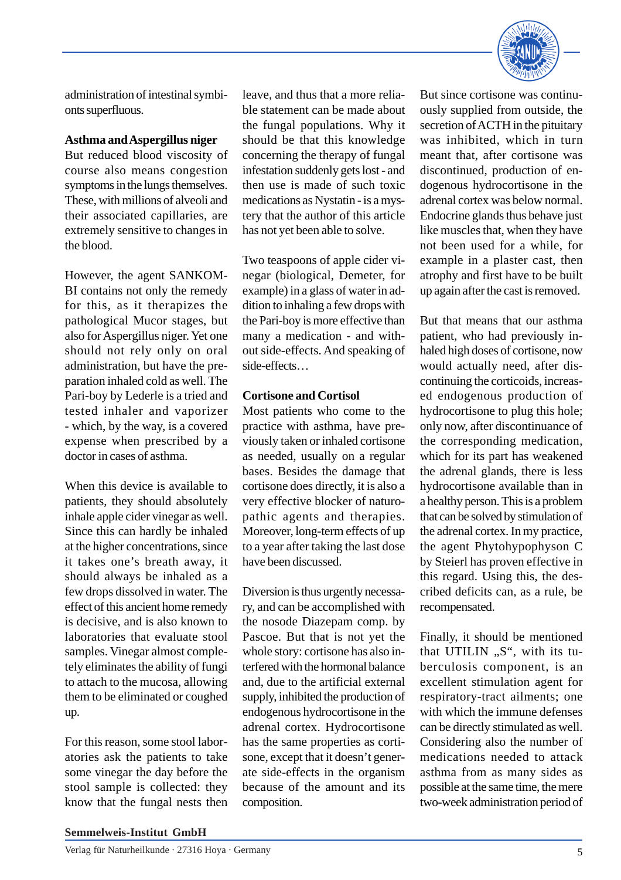administration of intestinal symbionts superfluous.

**Asthma and Aspergillus niger**

But reduced blood viscosity of course also means congestion symptoms in the lungs themselves. These, with millions of alveoli and their associated capillaries, are extremely sensitive to changes in the blood.

However, the agent SANKOMBI contains not only the remedy for this, as it therapizes the pathological Mucor stages, but also for Aspergillus niger. Yet one should not rely only on oral administration, but have the preparation inhaled cold as well. The Pari-boy by Lederle is a tried and tested inhaler and vaporizer - which, by the way, is a covered expense when prescribed by a doctor in cases of asthma.

When this device is available to patients, they should absolutely inhale apple cider vinegar as well. Since this can hardly be inhaled at the higher concentrations, since it takes one's breath away, it should always be inhaled as a few drops dissolved in water. The effect of this ancient home remedy is decisive, and is also known to laboratories that evaluate stool samples. Vinegar almost completely eliminates the ability of fungi to attach to the mucosa, allowing them to be eliminated or coughed up.

For this reason, some stool laboratories ask the patients to take some vinegar the day before the stool sample is collected: they know that the fungal nests then leave, and thus that a more reliable statement can be made about the fungal populations. Why it should be that this knowledge concerning the therapy of fungal infestation suddenly gets lost - and then use is made of such toxic medications as Nystatin - is a mystery that the author of this article has not yet been able to solve.

Two teaspoons of apple cider vinegar (biological, Demeter, for example) in a glass of water in addition to inhaling a few drops with the Pari-boy is more effective than many a medication - and without side-effects. And speaking of side-effects…

**Cortisone and Cortisol**

Most patients who come to the practice with asthma, have previously taken or inhaled cortisone as needed, usually on a regular bases. Besides the damage that cortisone does directly, it is also a very effective blocker of naturopathic agents and therapies. Moreover, long-term effects of up to a year after taking the last dose have been discussed.

Diversion is thus urgently necessary, and can be accomplished with the nosode Diazepam comp. by Pascoe. But that is not yet the whole story: cortisone has also interfered with the hormonal balance and, due to the artificial external supply, inhibited the production of endogenous hydrocortisone in the adrenal cortex. Hydrocortisone has the same properties as cortisone, except that it doesn't generate side-effects in the organism because of the amount and its composition.

But since cortisone was continuously supplied from outside, the secretion of ACTH in the pituitary was inhibited, which in turn meant that, after cortisone was discontinued, production of endogenous hydrocortisone in the adrenal cortex was below normal. Endocrine glands thus behave just like muscles that, when they have not been used for a while, for example in a plaster cast, then atrophy and first have to be built up again after the cast is removed.

But that means that our asthma patient, who had previously inhaled high doses of cortisone, now would actually need, after discontinuing the corticoids, increased endogenous production of hydrocortisone to plug this hole; only now, after discontinuance of the corresponding medication, which for its part has weakened the adrenal glands, there is less hydrocortisone available than in a healthy person. This is a problem that can be solved by stimulation of the adrenal cortex. In my practice, the agent Phytohypophyson C by Steierl has proven effective in this regard. Using this, the described deficits can, as a rule, be recompensated.

Finally, it should be mentioned that UTILIN „S“, with its tuberculosis component, is an excellent stimulation agent for respiratory-tract ailments; one with which the immune defenses can be directly stimulated as well. Considering also the number of medications needed to attack asthma from as many sides as possible at the same time, the mere two-week administration period of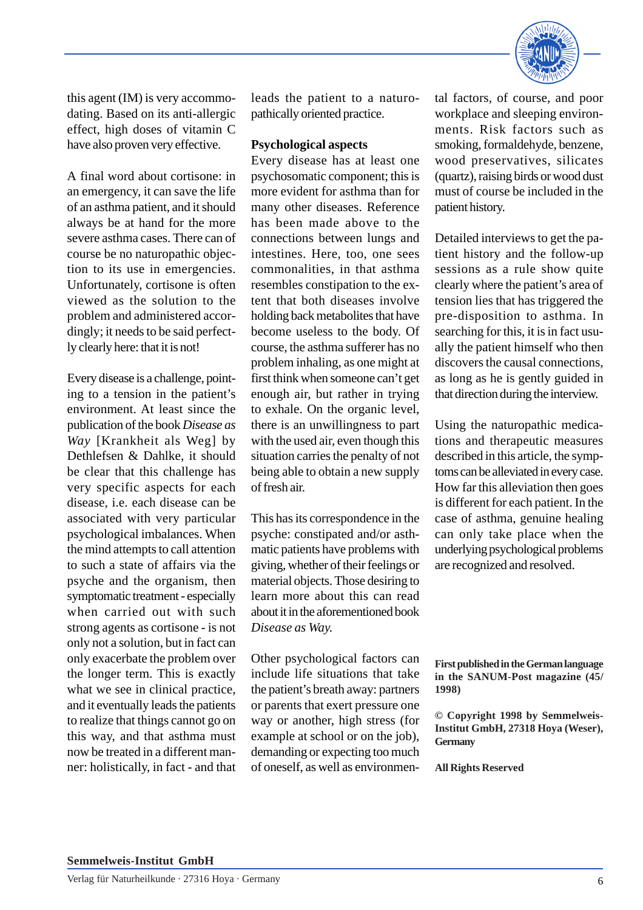this agent (IM) is very accommodating. Based on its anti-allergic effect, high doses of vitamin C have also proven very effective.

A final word about cortisone: in an emergency, it can save the life of an asthma patient, and it should always be at hand for the more severe asthma cases. There can of course be no naturopathic objection to its use in emergencies. Unfortunately, cortisone is often viewed as the solution to the problem and administered accordingly; it needs to be said perfectly clearly here: that it is not!

Every disease is a challenge, pointing to a tension in the patient's environment. At least since the publication of the book *Disease as Way* [Krankheit als Weg] by Dethlefsen & Dahlke, it should be clear that this challenge has very specific aspects for each disease, i.e. each disease can be associated with very particular psychological imbalances. When the mind attempts to call attention to such a state of affairs via the psyche and the organism, then symptomatic treatment - especially when carried out with such strong agents as cortisone - is not only not a solution, but in fact can only exacerbate the problem over the longer term. This is exactly what we see in clinical practice, and it eventually leads the patients to realize that things cannot go on this way, and that asthma must now be treated in a different manner: holistically, in fact - and that leads the patient to a naturopathically oriented practice.

**Psychological aspects**

Every disease has at least one psychosomatic component; this is more evident for asthma than for many other diseases. Reference has been made above to the connections between lungs and intestines. Here, too, one sees commonalities, in that asthma resembles constipation to the extent that both diseases involve holding back metabolites that have become useless to the body. Of course, the asthma sufferer has no problem inhaling, as one might at first think when someone can't get enough air, but rather in trying to exhale. On the organic level, there is an unwillingness to part with the used air, even though this situation carries the penalty of not being able to obtain a new supply of fresh air.

This has its correspondence in the psyche: constipated and/or asthmatic patients have problems with giving, whether of their feelings or material objects. Those desiring to learn more about this can read about it in the aforementioned book *Disease as Way*.

Other psychological factors can include life situations that take the patient's breath away: partners or parents that exert pressure one way or another, high stress (for example at school or on the job), demanding or expecting too much of oneself, as well as environmental factors, of course, and poor workplace and sleeping environments. Risk factors such as smoking, formaldehyde, benzene, wood preservatives, silicates (quartz), raising birds or wood dust must of course be included in the patient history.

Detailed interviews to get the patient history and the follow-up sessions as a rule show quite clearly where the patient's area of tension lies that has triggered the pre-disposition to asthma. In searching for this, it is in fact usually the patient himself who then discovers the causal connections, as long as he is gently guided in that direction during the interview.

Using the naturopathic medications and therapeutic measures described in this article, the symptoms can be alleviated in every case. How far this alleviation then goes is different for each patient. In the case of asthma, genuine healing can only take place when the underlying psychological problems are recognized and resolved.

**First published in the German language in the SANUM-Post magazine (45/1998)**

**© Copyright 1998 by Semmelweis-Institut GmbH, 27318 Hoya (Weser), Germany**

**All Rights Reserved**